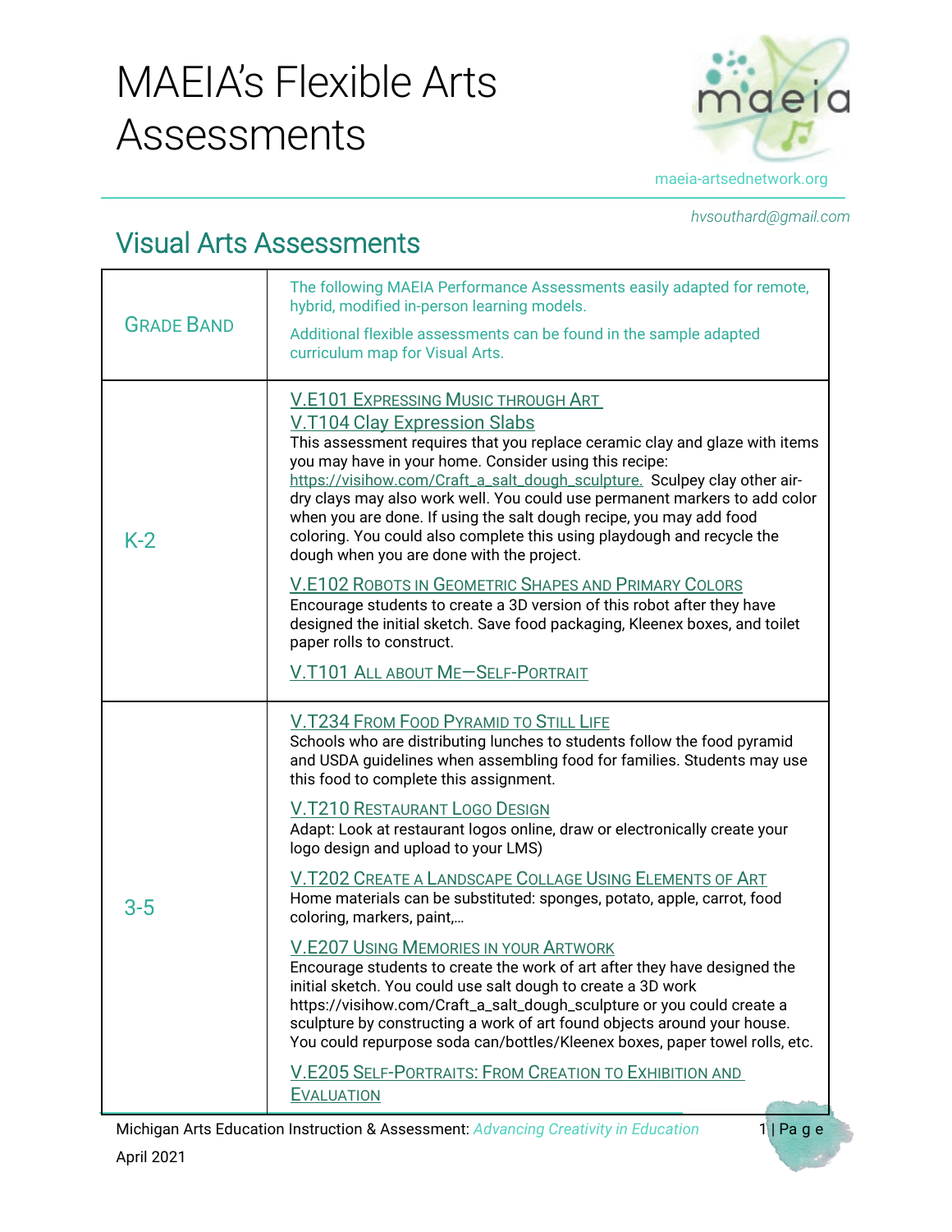# MAEIA's Flexible Arts Assessments

maeia-artsednetwork.org

*hvsouthard@gmail.com*

## Visual Arts Assessments

| GRADE BAND | The following MAEIA Performance Assessments easily adapted for remote, hybrid, modified in-person learning models.<br><br>Additional flexible assessments can be found in the sample adapted curriculum map for Visual Arts. |
|---|---|
| K-2 | V.E101 EXPRESSING MUSIC THROUGH ART<br><br>V.T104 Clay Expression Slabs<br>This assessment requires that you replace ceramic clay and glaze with items you may have in your home. Consider using this recipe: https://visihow.com/Craft_a_salt_dough_sculpture. Sculpey clay other air-dry clays may also work well. You could use permanent markers to add color when you are done. If using the salt dough recipe, you may add food coloring. You could also complete this using playdough and recycle the dough when you are done with the project.<br><br>V.E102 ROBOTS IN GEOMETRIC SHAPES AND PRIMARY COLORS<br>Encourage students to create a 3D version of this robot after they have designed the initial sketch. Save food packaging, Kleenex boxes, and toilet paper rolls to construct.<br><br>V.T101 ALL ABOUT ME—SELF-PORTRAIT |
| 3-5 | V.T234 FROM FOOD PYRAMID TO STILL LIFE<br>Schools who are distributing lunches to students follow the food pyramid and USDA guidelines when assembling food for families. Students may use this food to complete this assignment.<br><br>V.T210 RESTAURANT LOGO DESIGN<br>Adapt: Look at restaurant logos online, draw or electronically create your logo design and upload to your LMS)<br><br>V.T202 CREATE A LANDSCAPE COLLAGE USING ELEMENTS OF ART<br>Home materials can be substituted: sponges, potato, apple, carrot, food coloring, markers, paint,…<br><br>V.E207 USING MEMORIES IN YOUR ARTWORK<br>Encourage students to create the work of art after they have designed the initial sketch. You could use salt dough to create a 3D work https://visihow.com/Craft_a_salt_dough_sculpture or you could create a sculpture by constructing a work of art found objects around your house. You could repurpose soda can/bottles/Kleenex boxes, paper towel rolls, etc.<br><br>V.E205 SELF-PORTRAITS: FROM CREATION TO EXHIBITION AND EVALUATION |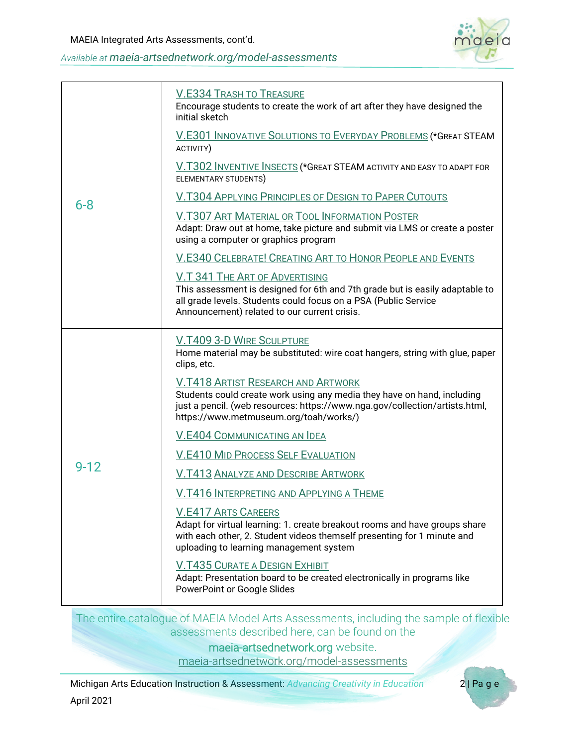| | |
|---|---|
| 6-8 | V.E334 Trash to Treasure<br>Encourage students to create the work of art after they have designed the initial sketch<br><br>V.E301 Innovative Solutions to Everyday Problems (*Great STEAM activity)<br><br>V.T302 Inventive Insects (*Great STEAM activity and easy to adapt for elementary students)<br><br>V.T304 Applying Principles of Design to Paper Cutouts<br><br>V.T307 Art Material or Tool Information Poster<br>Adapt: Draw out at home, take picture and submit via LMS or create a poster using a computer or graphics program<br><br>V.E340 Celebrate! Creating Art to Honor People and Events<br><br>V.T 341 The Art of Advertising<br>This assessment is designed for 6th and 7th grade but is easily adaptable to all grade levels. Students could focus on a PSA (Public Service Announcement) related to our current crisis. |
| 9-12 | V.T409 3-D Wire Sculpture<br>Home material may be substituted: wire coat hangers, string with glue, paper clips, etc.<br><br>V.T418 Artist Research and Artwork<br>Students could create work using any media they have on hand, including just a pencil. (web resources: https://www.nga.gov/collection/artists.html, https://www.metmuseum.org/toah/works/)<br><br>V.E404 Communicating an Idea<br><br>V.E410 Mid Process Self Evaluation<br><br>V.T413 Analyze and Describe Artwork<br><br>V.T416 Interpreting and Applying a Theme<br><br>V.E417 Arts Careers<br>Adapt for virtual learning: 1. create breakout rooms and have groups share with each other, 2. Student videos themself presenting for 1 minute and uploading to learning management system<br><br>V.T435 Curate a Design Exhibit<br>Adapt: Presentation board to be created electronically in programs like PowerPoint or Google Slides |

The entire catalogue of MAEIA Model Arts Assessments, including the sample of flexible assessments described here, can be found on the

maeia-artsednetwork.org website.

maeia-artsednetwork.org/model-assessments